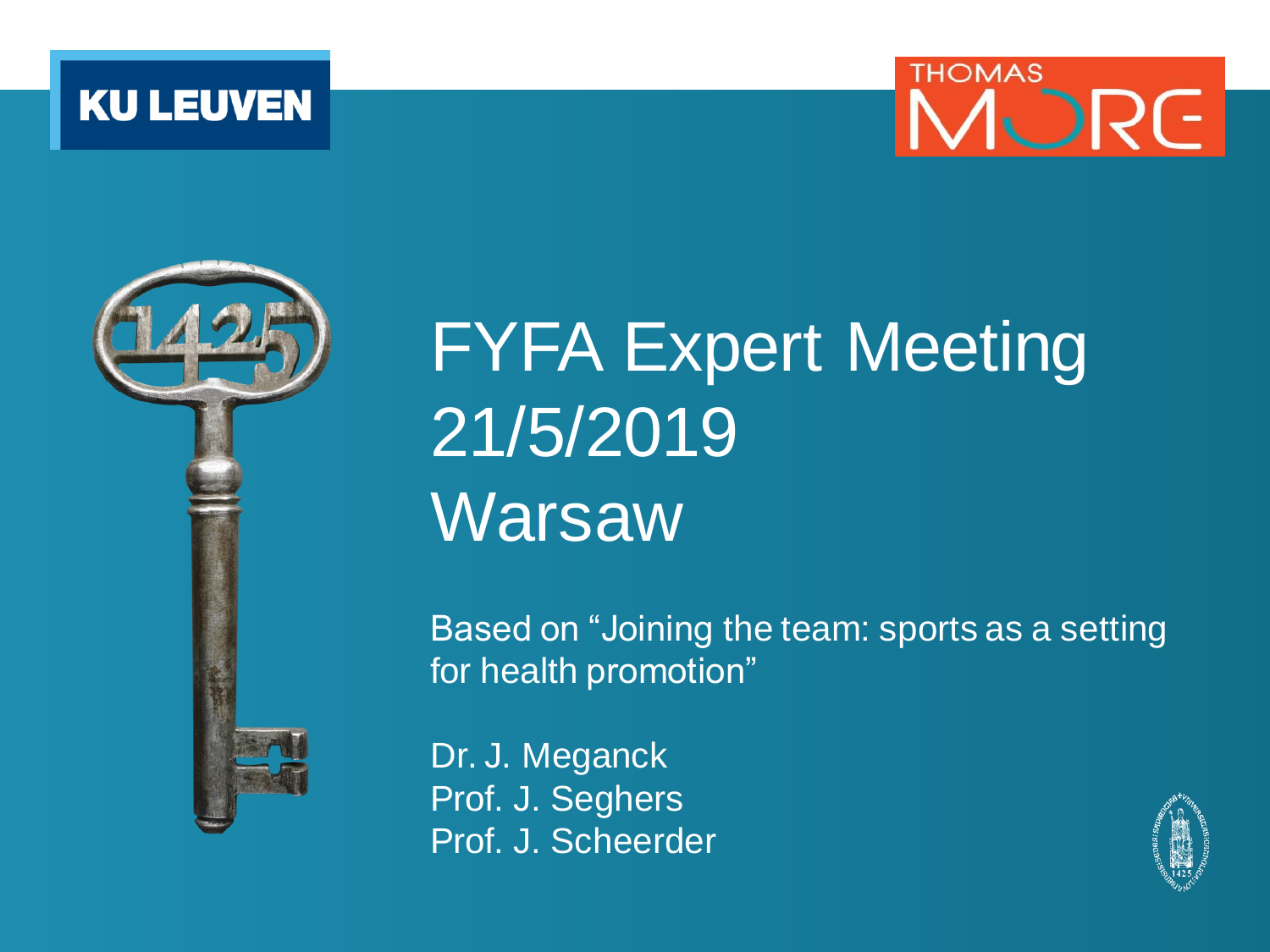KU LEUVEN

THOMAS MORE

# FYFA Expert Meeting 21/5/2019 Warsaw

Based on "Joining the team: sports as a setting for health promotion"

Dr. J. Meganck
Prof. J. Seghers
Prof. J. Scheerder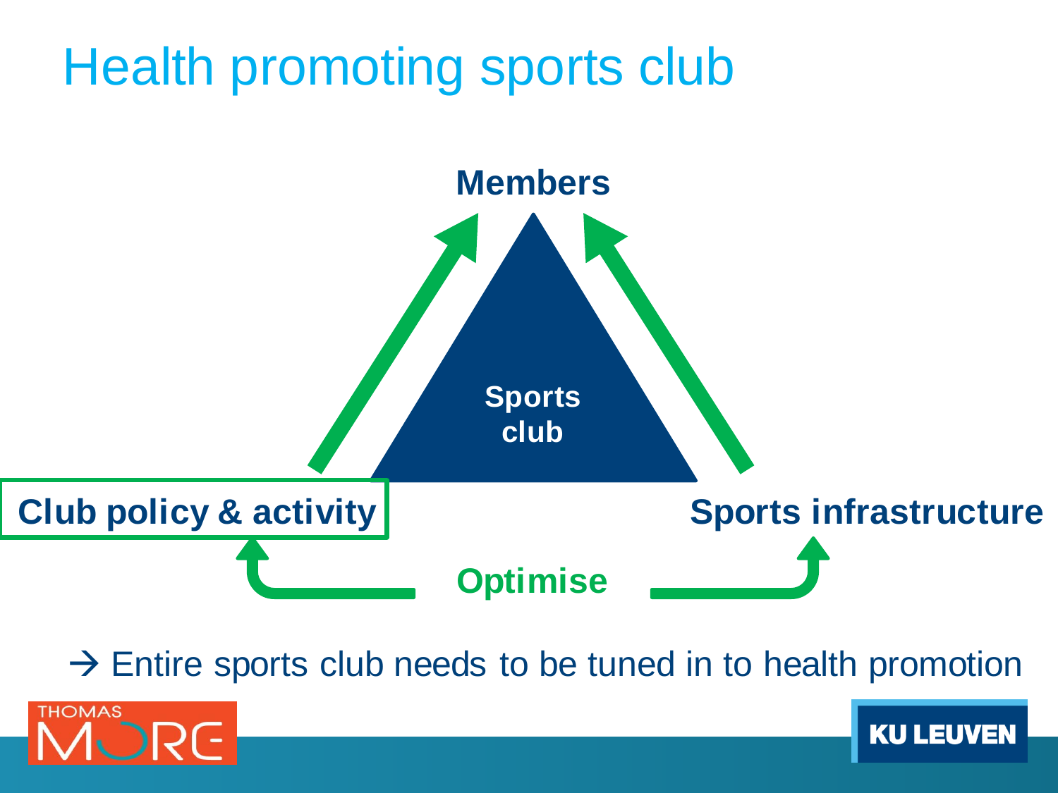# Health promoting sports club

Members

Sports club

Club policy & activity

Sports infrastructure

Optimise

→ Entire sports club needs to be tuned in to health promotion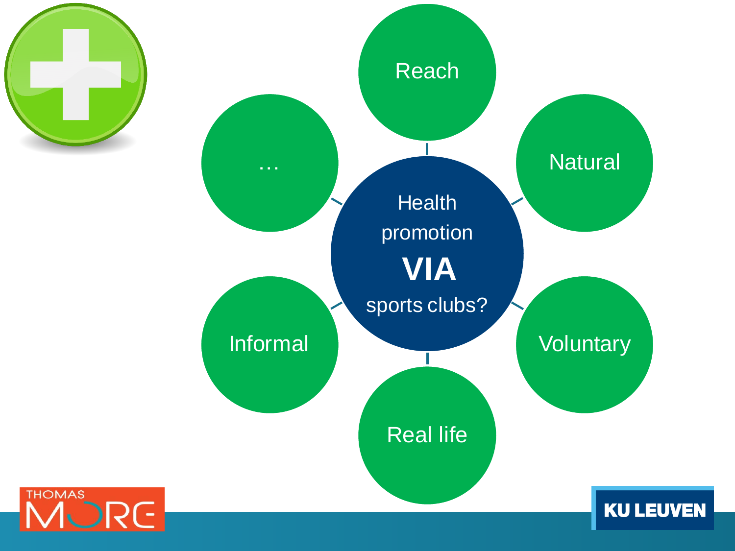Health promotion **VIA** sports clubs?

- Reach
- Natural
- Voluntary
- Real life
- Informal
- …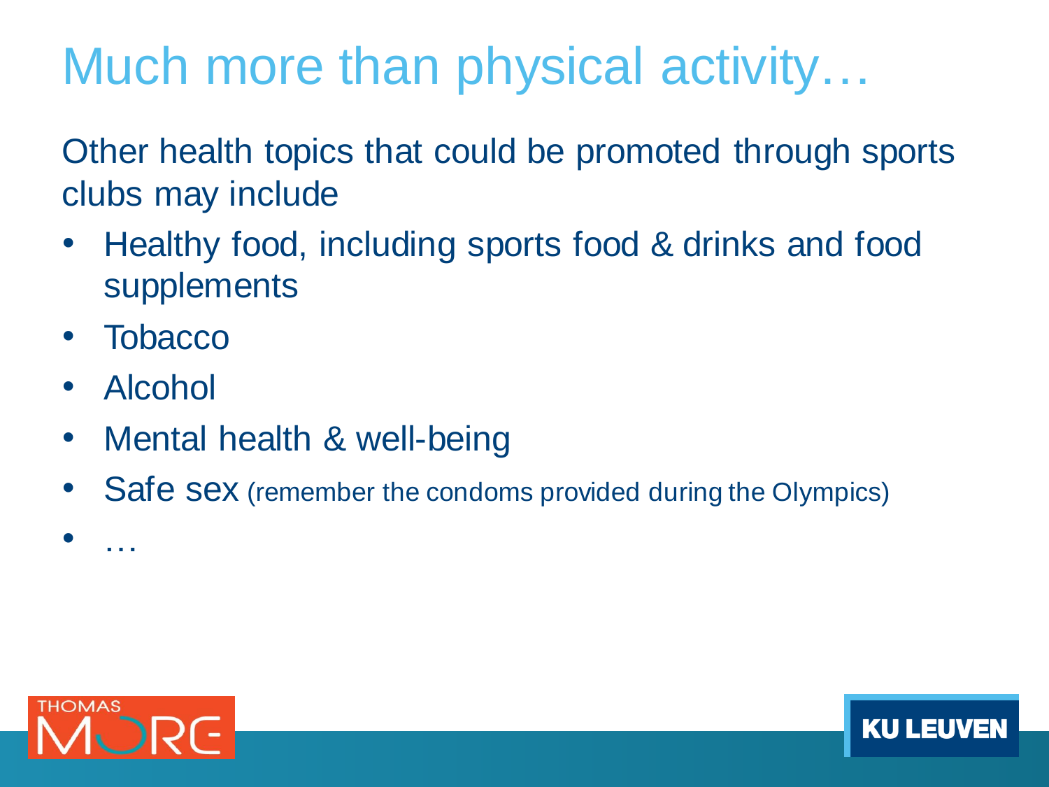# Much more than physical activity…

Other health topics that could be promoted through sports clubs may include

- Healthy food, including sports food & drinks and food supplements
- Tobacco
- Alcohol
- Mental health & well-being
- Safe sex (remember the condoms provided during the Olympics)
- …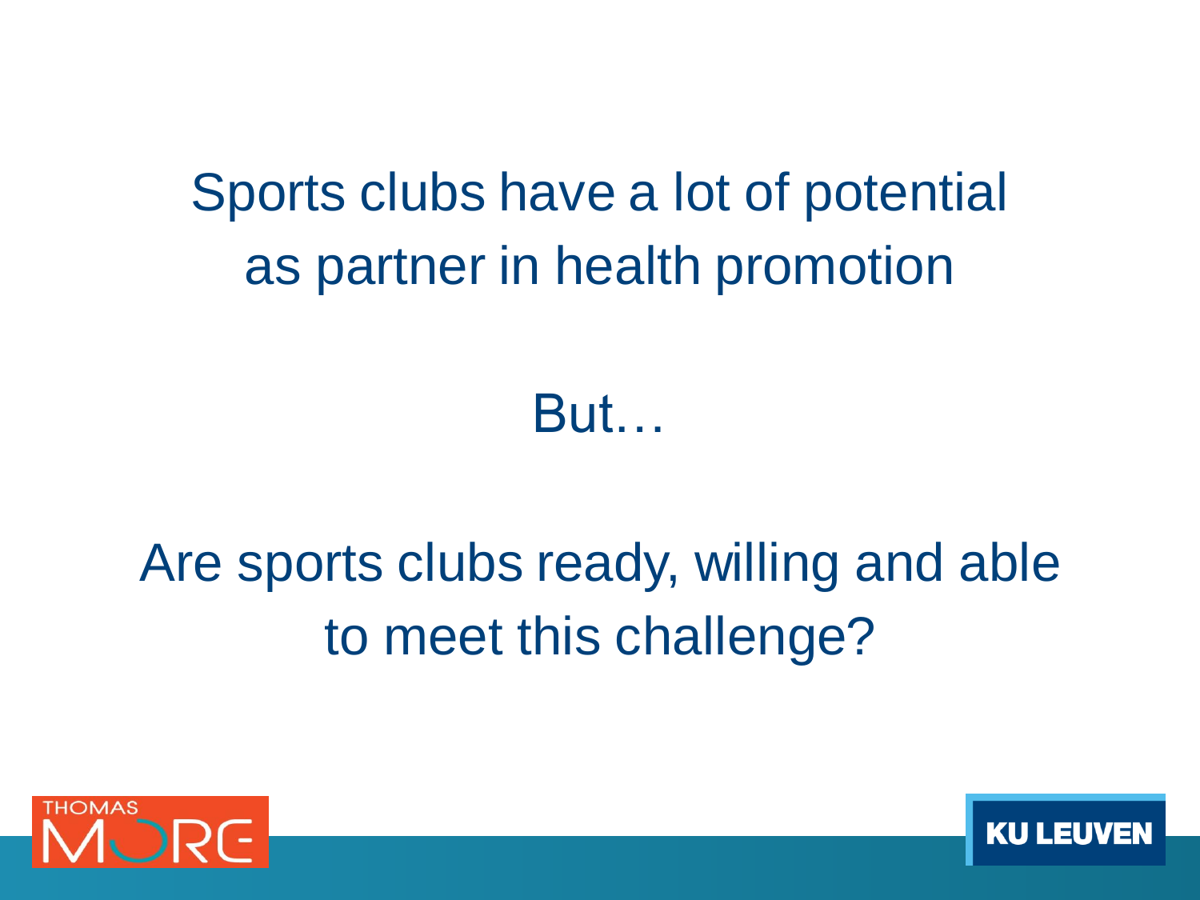Sports clubs have a lot of potential as partner in health promotion

But…

Are sports clubs ready, willing and able to meet this challenge?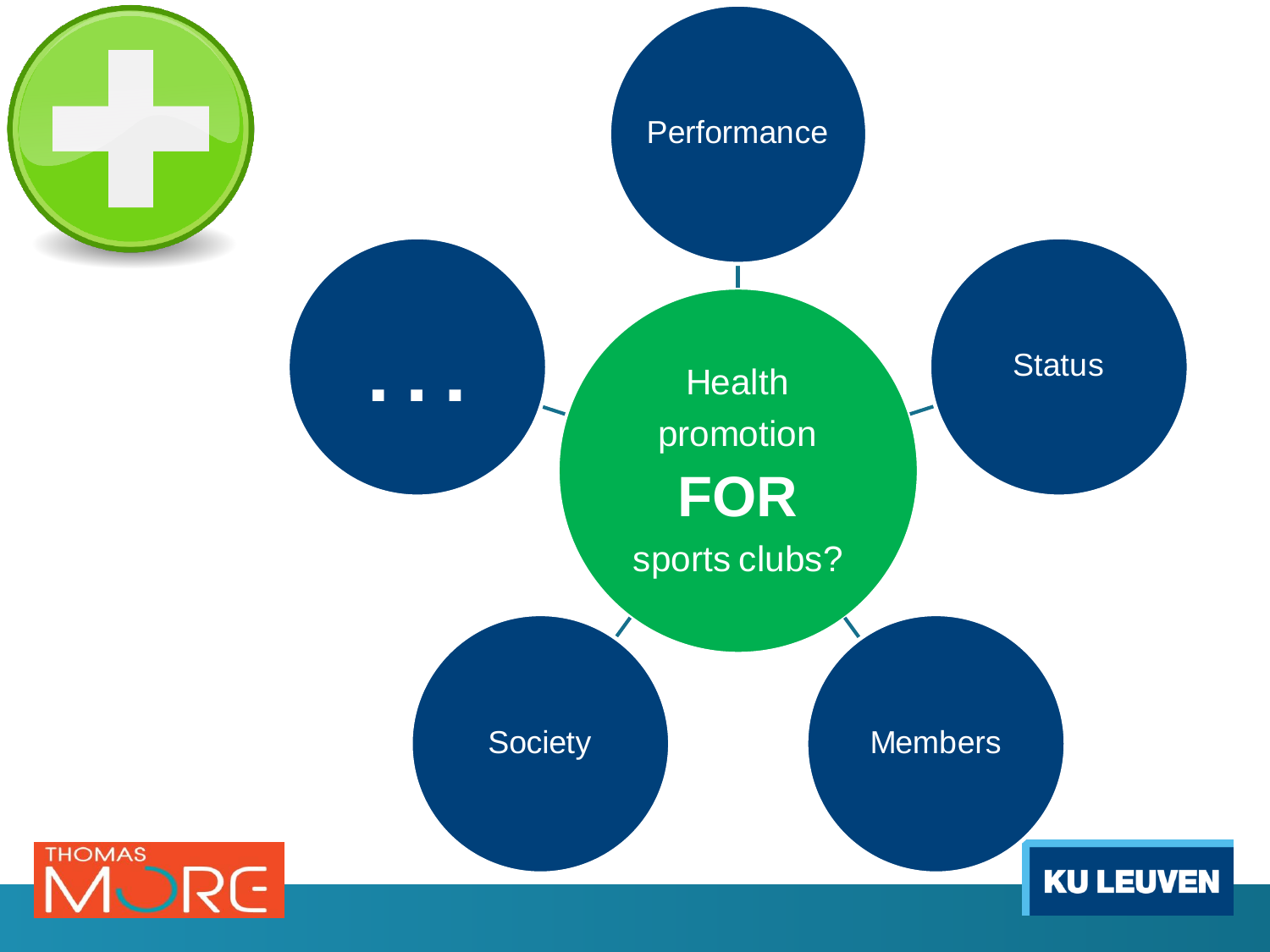Health promotion **FOR** sports clubs?

- Performance
- Status
- Members
- Society
- ...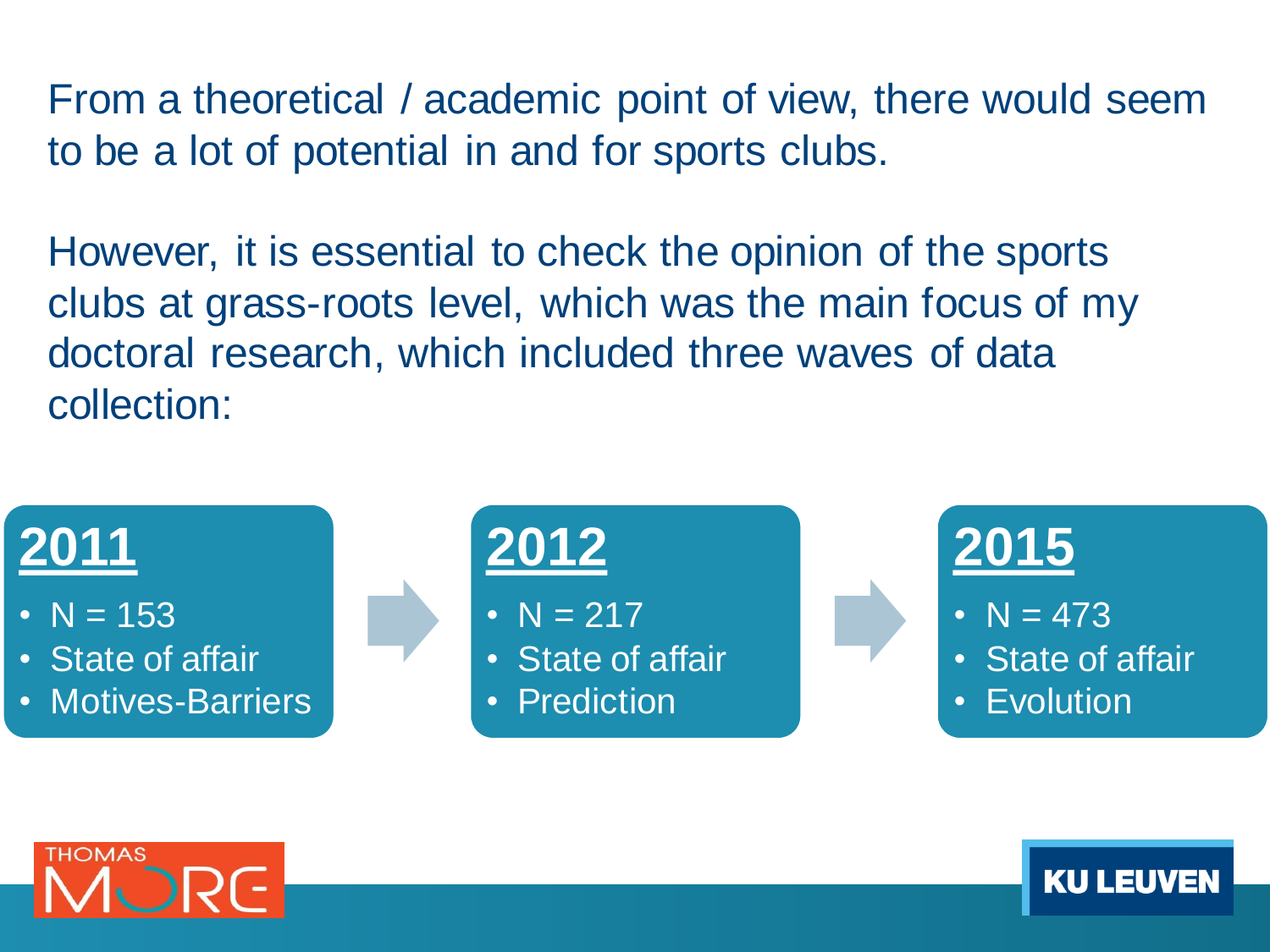From a theoretical / academic point of view, there would seem to be a lot of potential in and for sports clubs.

However, it is essential to check the opinion of the sports clubs at grass-roots level, which was the main focus of my doctoral research, which included three waves of data collection:

**2011**

- N = 153
- State of affair
- Motives-Barriers

**2012**

- N = 217
- State of affair
- Prediction

**2015**

- N = 473
- State of affair
- Evolution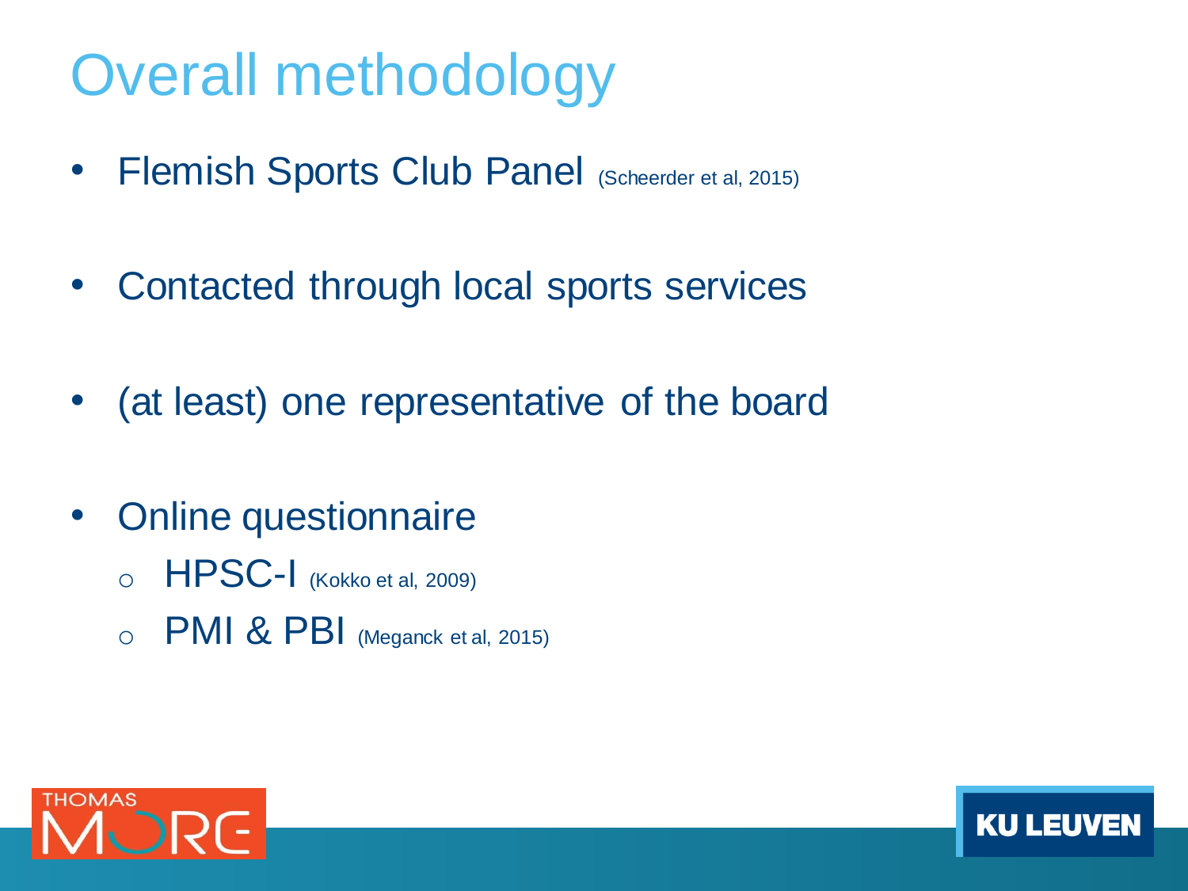# Overall methodology

- Flemish Sports Club Panel (Scheerder et al, 2015)
- Contacted through local sports services
- (at least) one representative of the board
- Online questionnaire
  - HPSC-I (Kokko et al, 2009)
  - PMI & PBI (Meganck et al, 2015)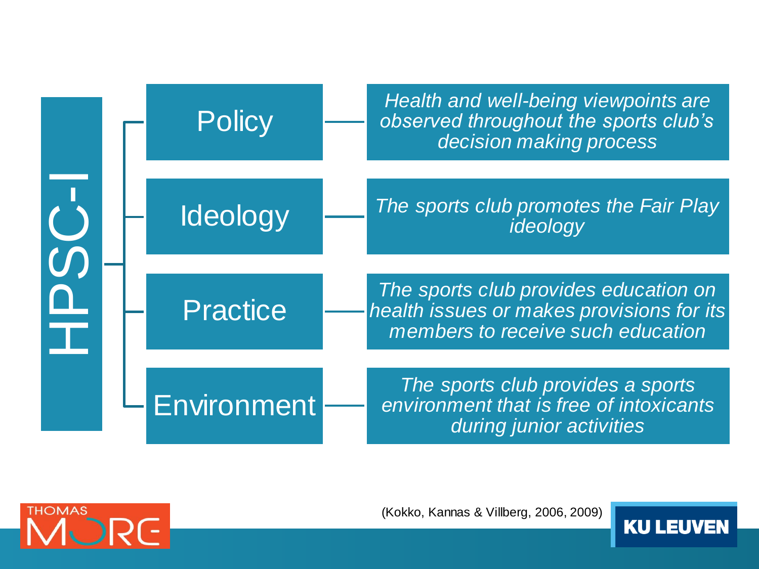# HPSC-I

| Dimension | Description |
| --- | --- |
| Policy | *Health and well-being viewpoints are observed throughout the sports club's decision making process* |
| Ideology | *The sports club promotes the Fair Play ideology* |
| Practice | *The sports club provides education on health issues or makes provisions for its members to receive such education* |
| Environment | *The sports club provides a sports environment that is free of intoxicants during junior activities* |

(Kokko, Kannas & Villberg, 2006, 2009)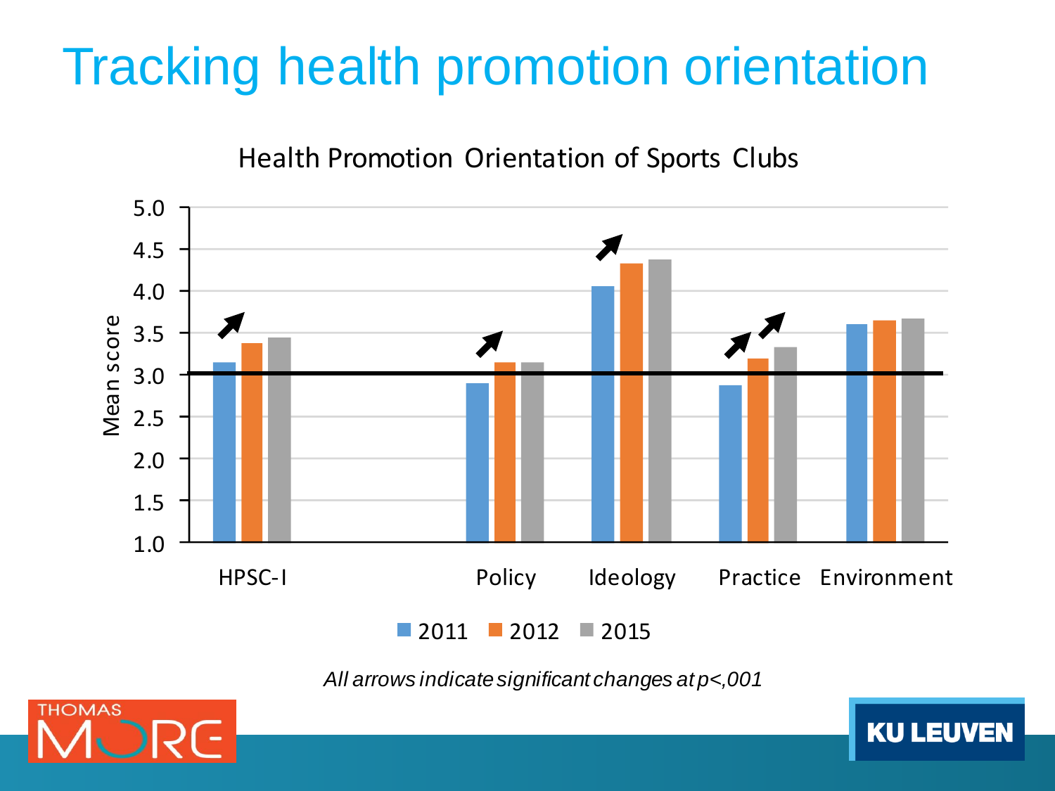# Tracking health promotion orientation

Health Promotion Orientation of Sports Clubs

Mean score

5.0
4.5
4.0
3.5
3.0
2.5
2.0
1.5
1.0

HPSC-I Policy Ideology Practice Environment

2011 2012 2015

*All arrows indicate significant changes at p<,001*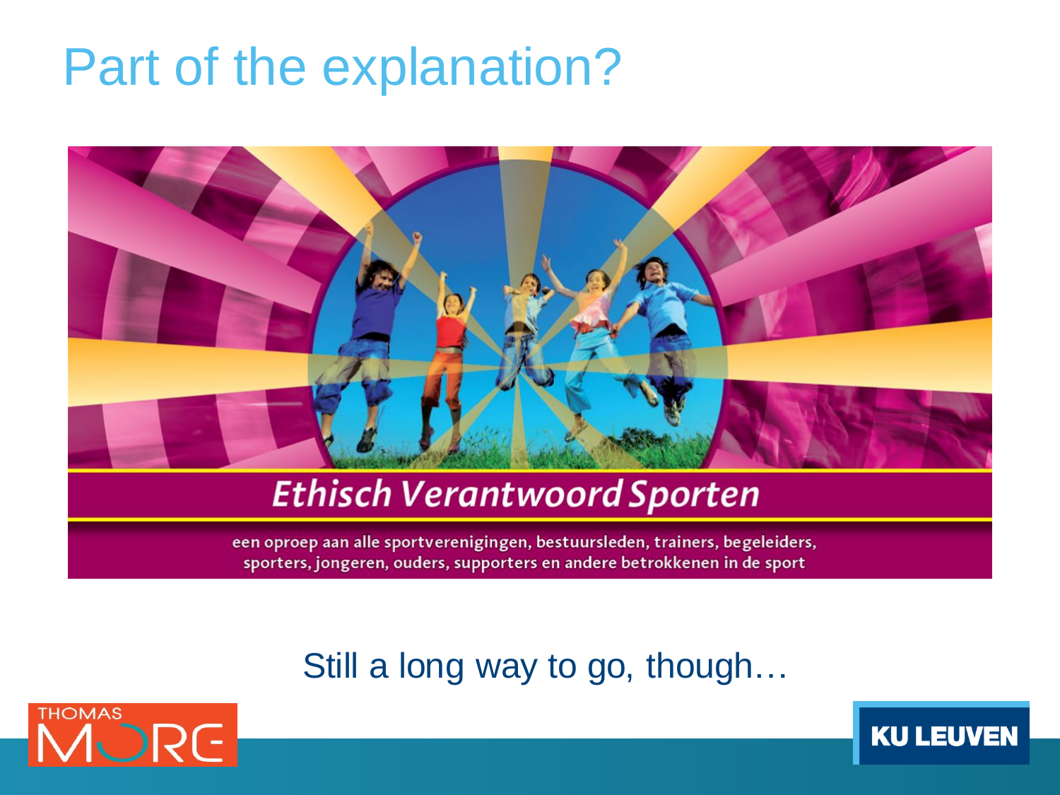# Part of the explanation?

**Ethisch Verantwoord Sporten**

een oproep aan alle sportverenigingen, bestuursleden, trainers, begeleiders, sporters, jongeren, ouders, supporters en andere betrokkenen in de sport

Still a long way to go, though…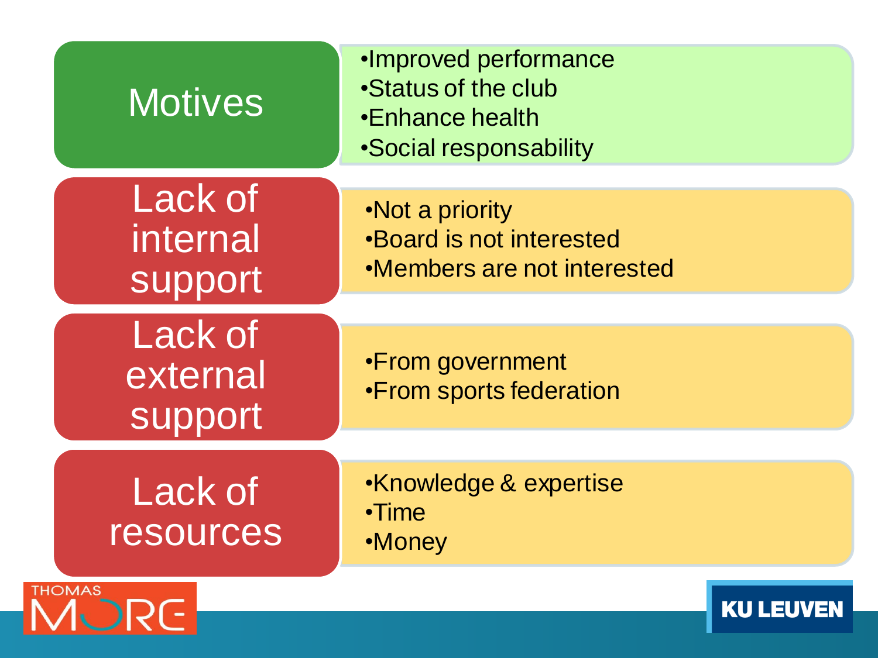| Category | Details |
|---|---|
| Motives | •Improved performance<br>•Status of the club<br>•Enhance health<br>•Social responsability |
| Lack of internal support | •Not a priority<br>•Board is not interested<br>•Members are not interested |
| Lack of external support | •From government<br>•From sports federation |
| Lack of resources | •Knowledge & expertise<br>•Time<br>•Money |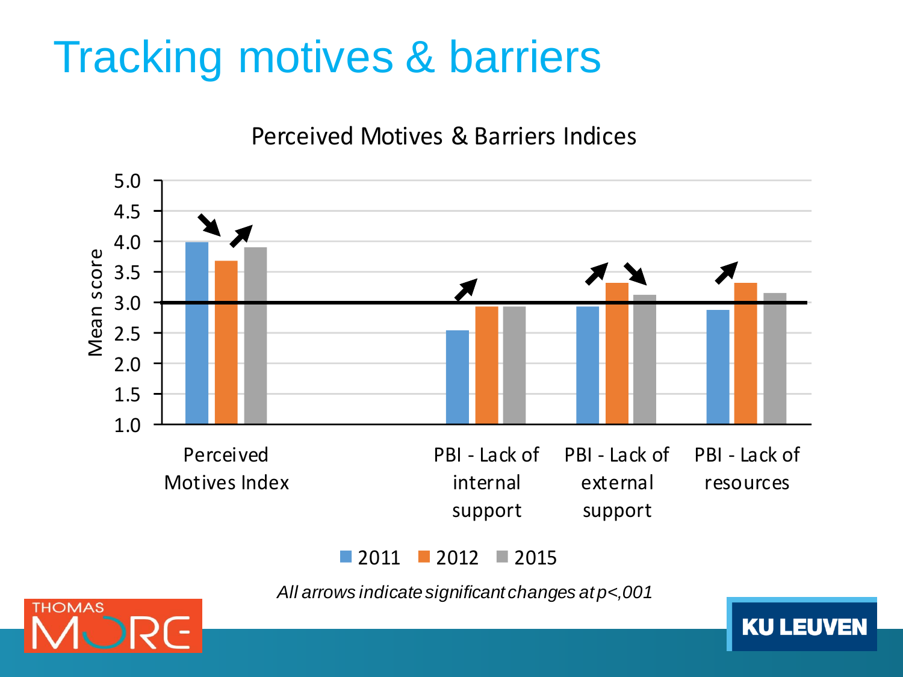# Tracking motives & barriers

Perceived Motives & Barriers Indices

*All arrows indicate significant changes at p<,001*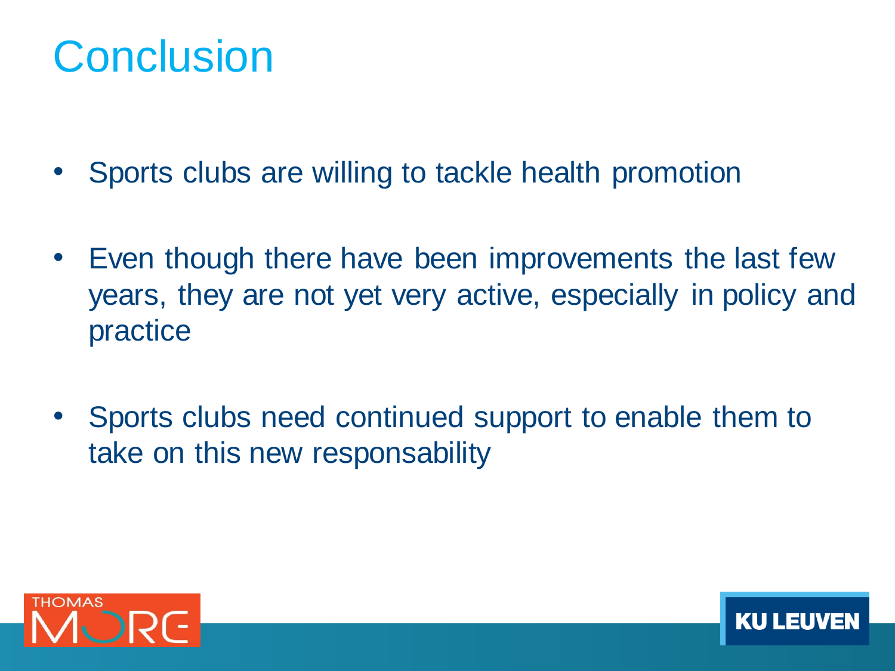# Conclusion

- Sports clubs are willing to tackle health promotion
- Even though there have been improvements the last few years, they are not yet very active, especially in policy and practice
- Sports clubs need continued support to enable them to take on this new responsability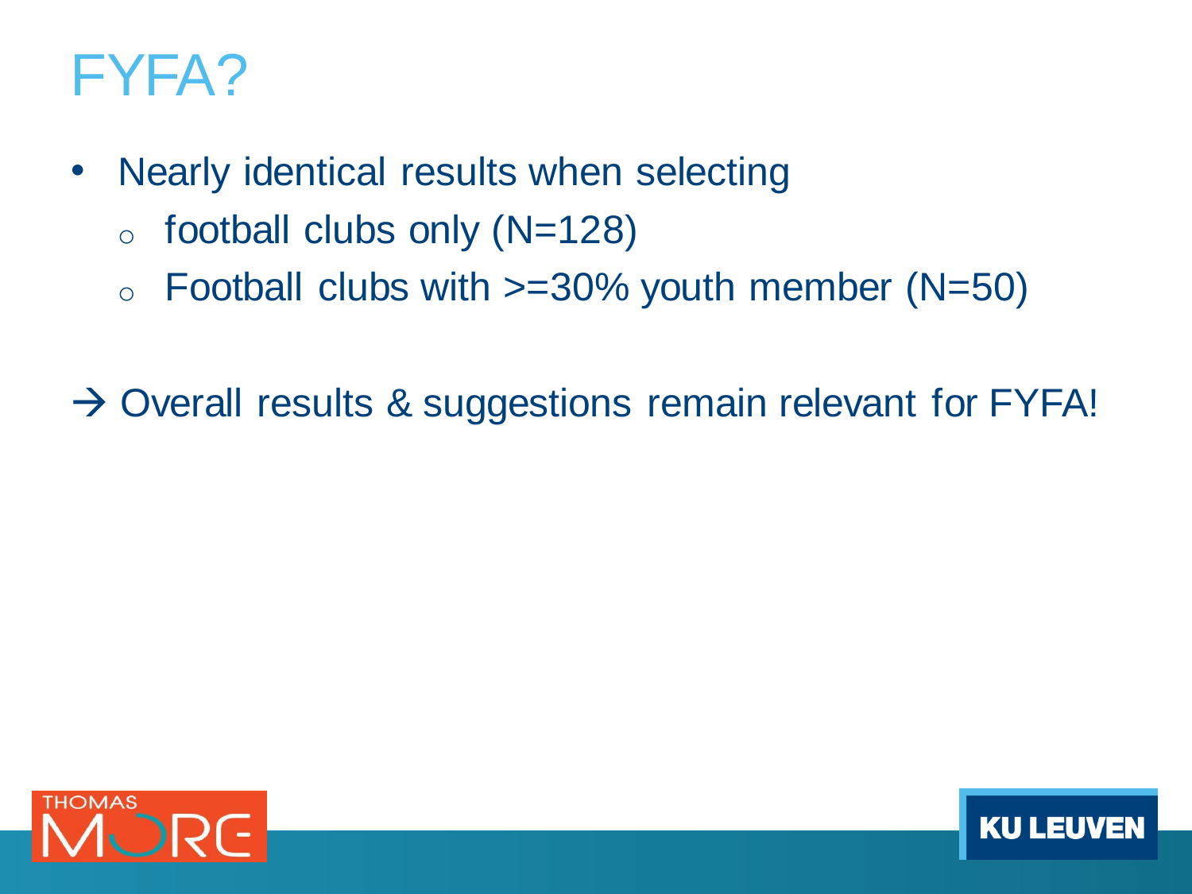# FYFA?

- Nearly identical results when selecting
  - football clubs only (N=128)
  - Football clubs with >=30% youth member (N=50)

→ Overall results & suggestions remain relevant for FYFA!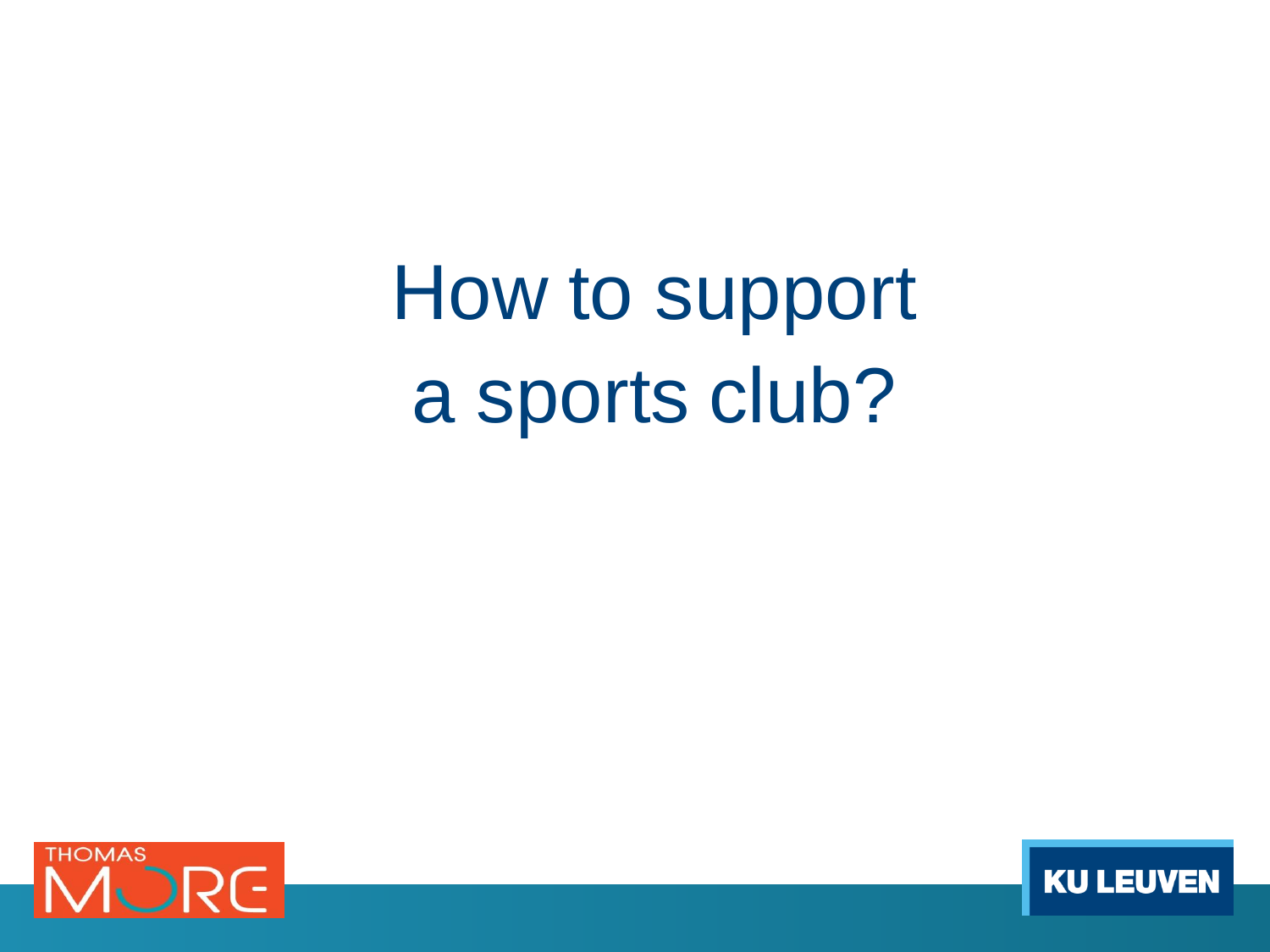# How to support a sports club?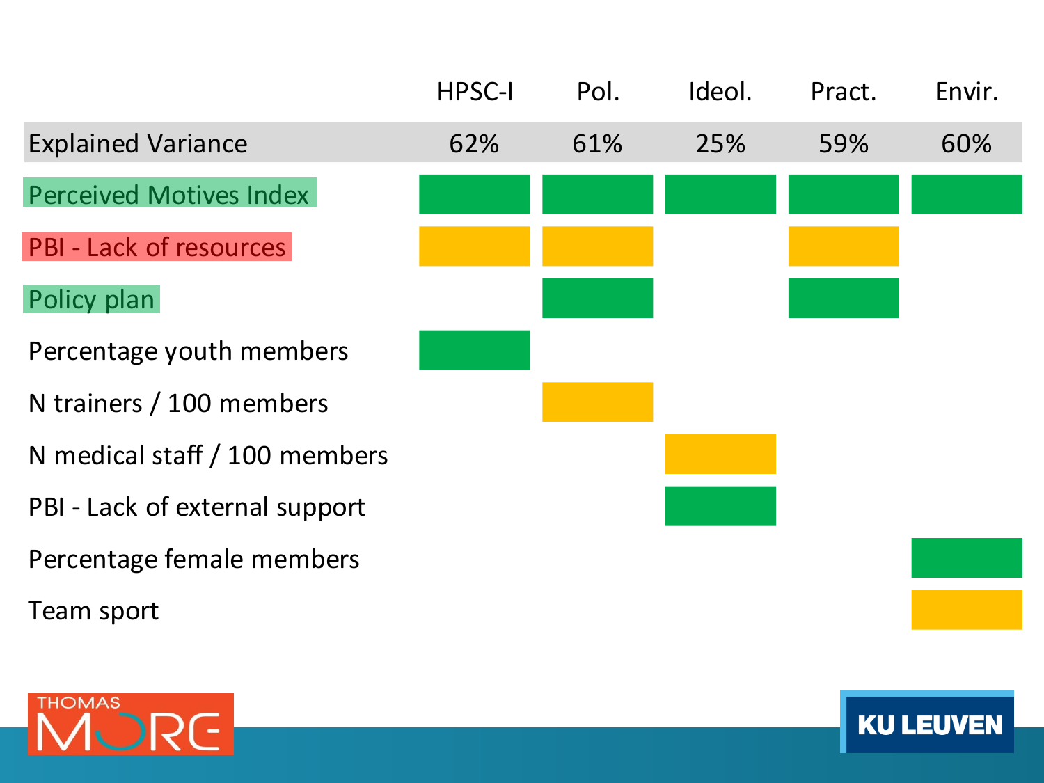| | HPSC-I | Pol. | Ideol. | Pract. | Envir. |
|---|---|---|---|---|---|
| Explained Variance | 62% | 61% | 25% | 59% | 60% |
| Perceived Motives Index | green | green | green | green | green |
| PBI - Lack of resources | orange | orange | | orange | |
| Policy plan | | green | | green | |
| Percentage youth members | green | | | | |
| N trainers / 100 members | | orange | | | |
| N medical staff / 100 members | | | orange | | |
| PBI - Lack of external support | | | green | | |
| Percentage female members | | | | | green |
| Team sport | | | | | orange |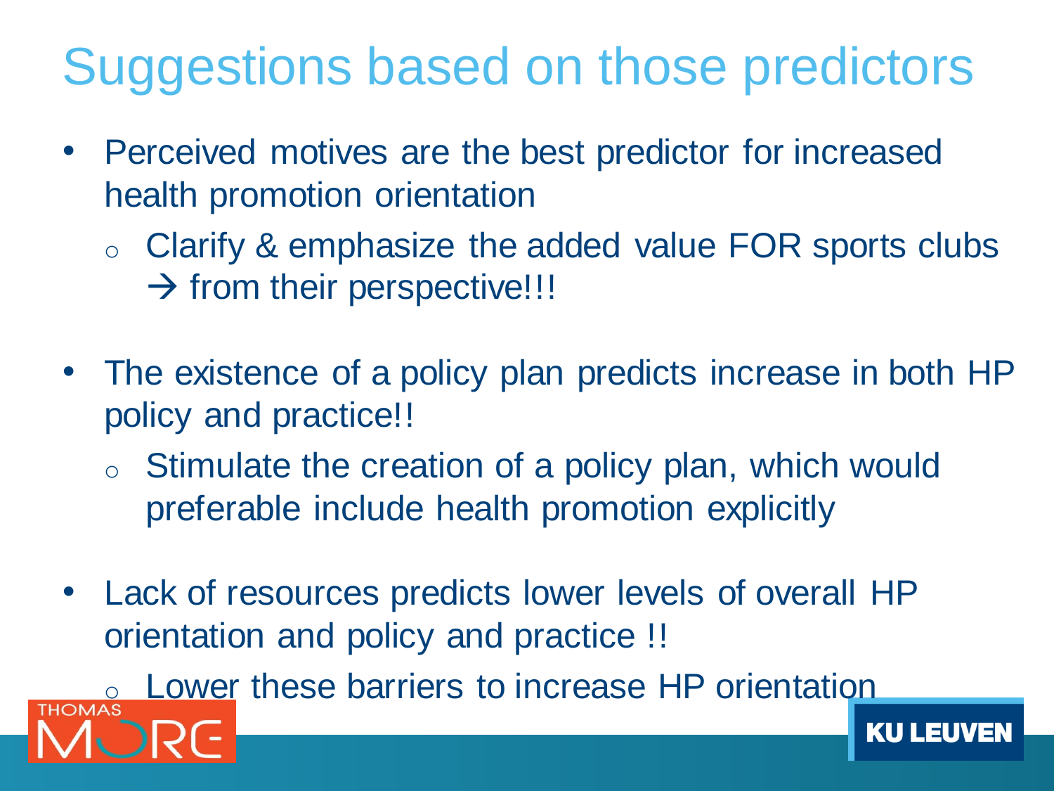# Suggestions based on those predictors

- Perceived motives are the best predictor for increased health promotion orientation
  - Clarify & emphasize the added value FOR sports clubs → from their perspective!!!
- The existence of a policy plan predicts increase in both HP policy and practice!!
  - Stimulate the creation of a policy plan, which would preferable include health promotion explicitly
- Lack of resources predicts lower levels of overall HP orientation and policy and practice !!
  - Lower these barriers to increase HP orientation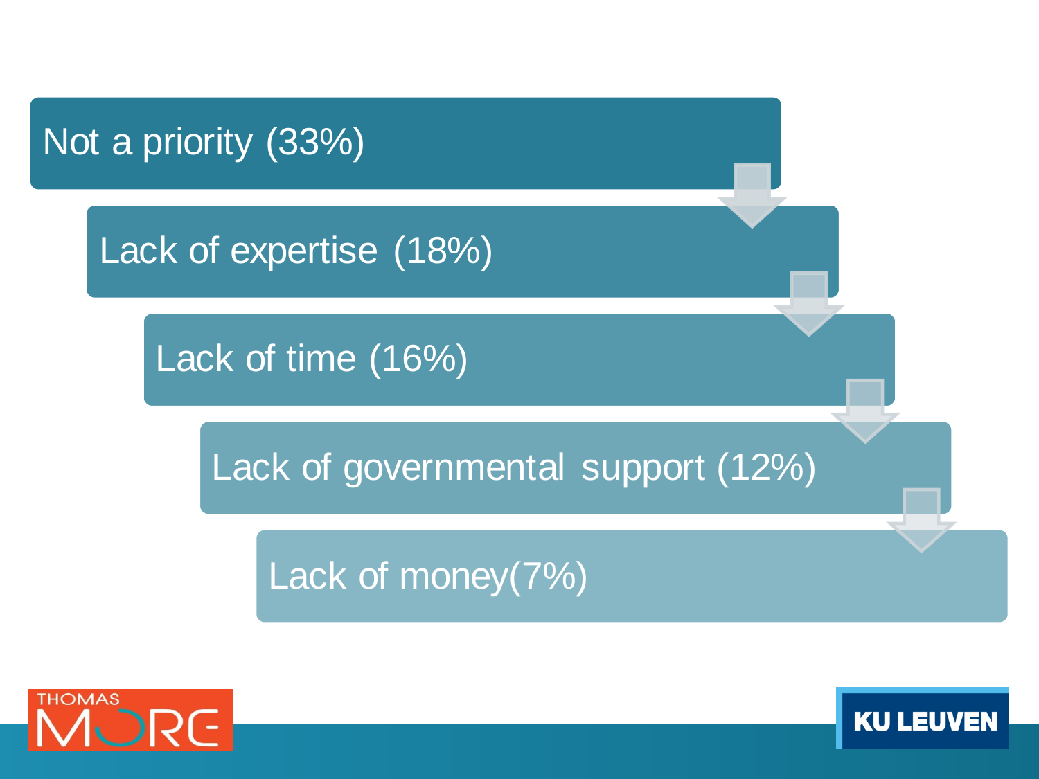- Not a priority (33%)
- Lack of expertise (18%)
- Lack of time (16%)
- Lack of governmental support (12%)
- Lack of money(7%)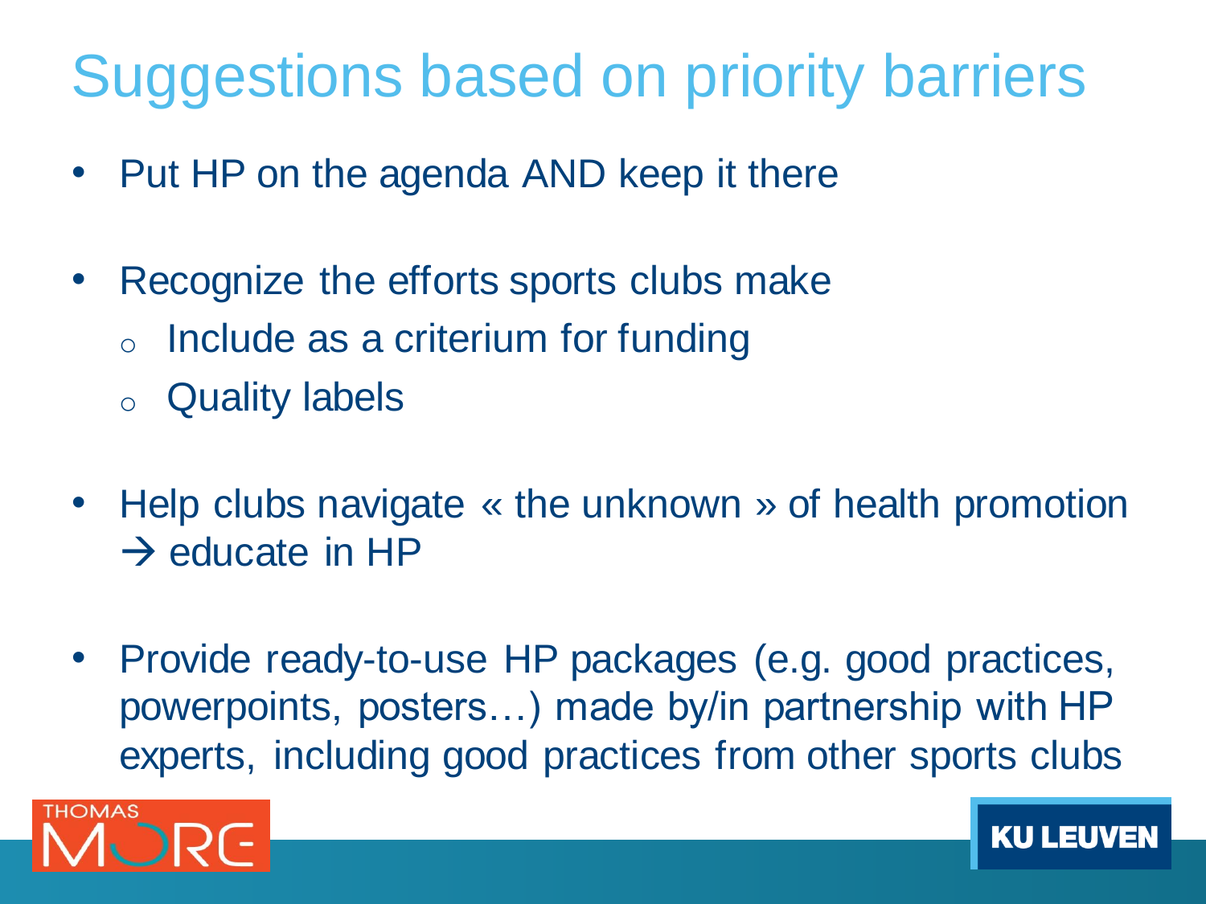# Suggestions based on priority barriers

- Put HP on the agenda AND keep it there
- Recognize the efforts sports clubs make
  - Include as a criterium for funding
  - Quality labels
- Help clubs navigate « the unknown » of health promotion → educate in HP
- Provide ready-to-use HP packages (e.g. good practices, powerpoints, posters…) made by/in partnership with HP experts, including good practices from other sports clubs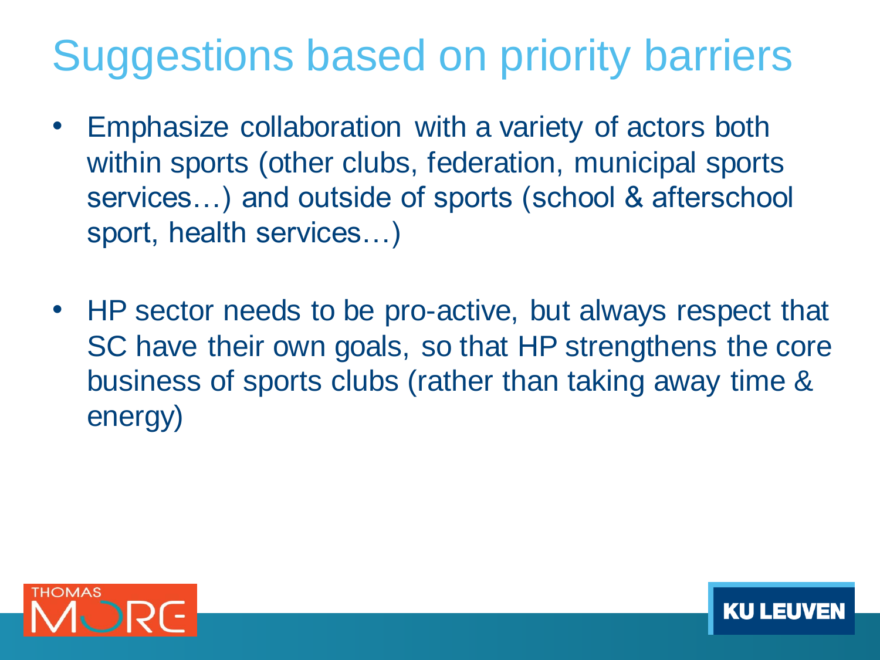# Suggestions based on priority barriers

- Emphasize collaboration with a variety of actors both within sports (other clubs, federation, municipal sports services…) and outside of sports (school & afterschool sport, health services…)
- HP sector needs to be pro-active, but always respect that SC have their own goals, so that HP strengthens the core business of sports clubs (rather than taking away time & energy)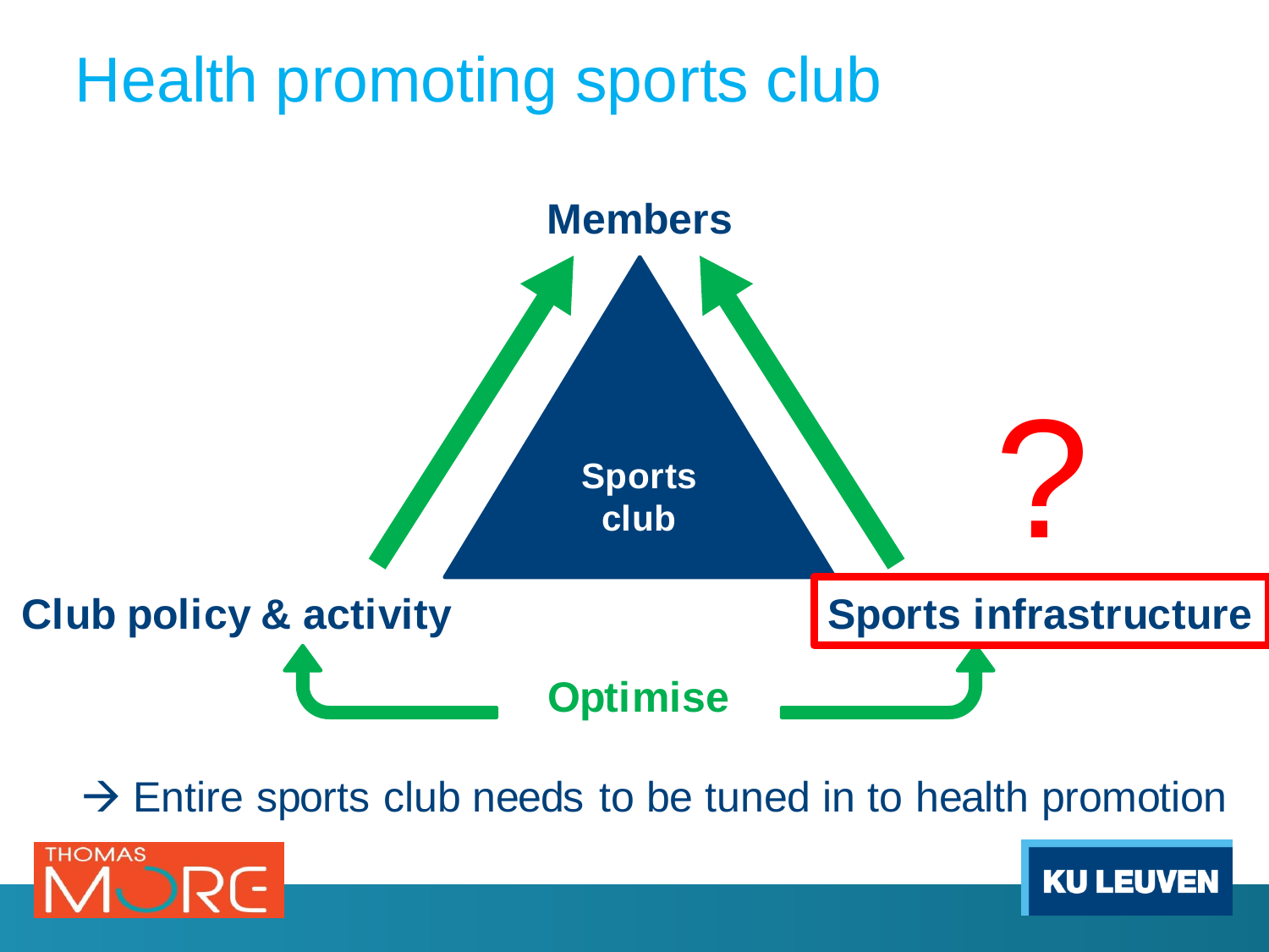# Health promoting sports club

Members

Sports club

Club policy & activity

Sports infrastructure

?

Optimise

→ Entire sports club needs to be tuned in to health promotion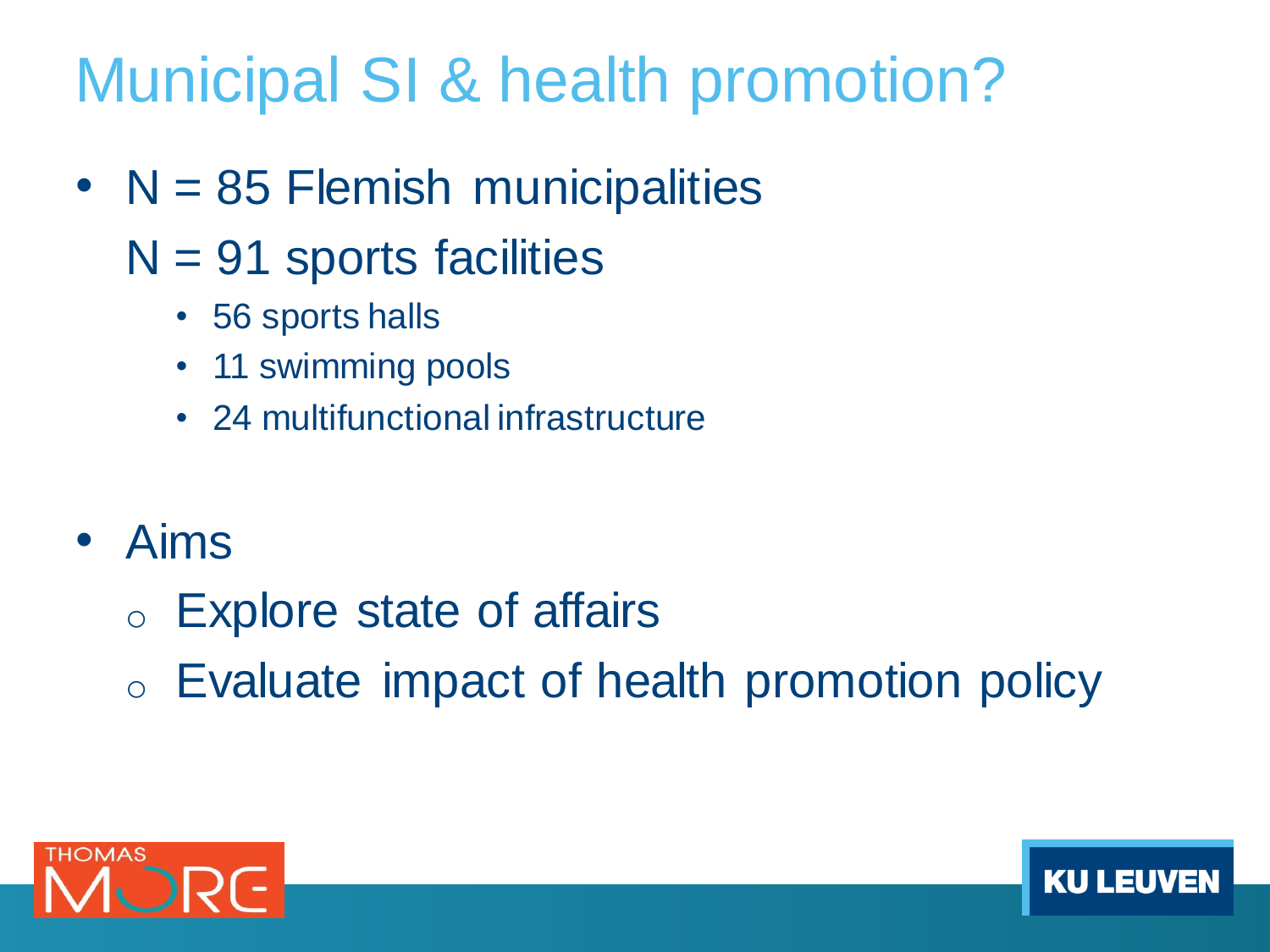# Municipal SI & health promotion?

- N = 85 Flemish municipalities

  N = 91 sports facilities
  - 56 sports halls
  - 11 swimming pools
  - 24 multifunctional infrastructure

- Aims
  - Explore state of affairs
  - Evaluate impact of health promotion policy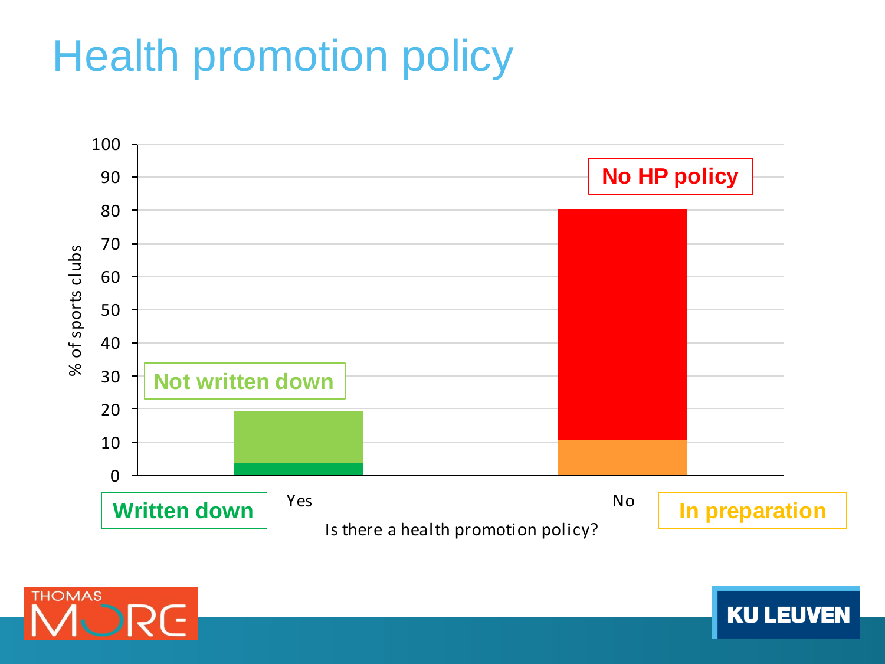# Health promotion policy

% of sports clubs

100
90
80
70
60
50
40
30
20
10
0

Not written down

No HP policy

Written down

Yes

No

In preparation

Is there a health promotion policy?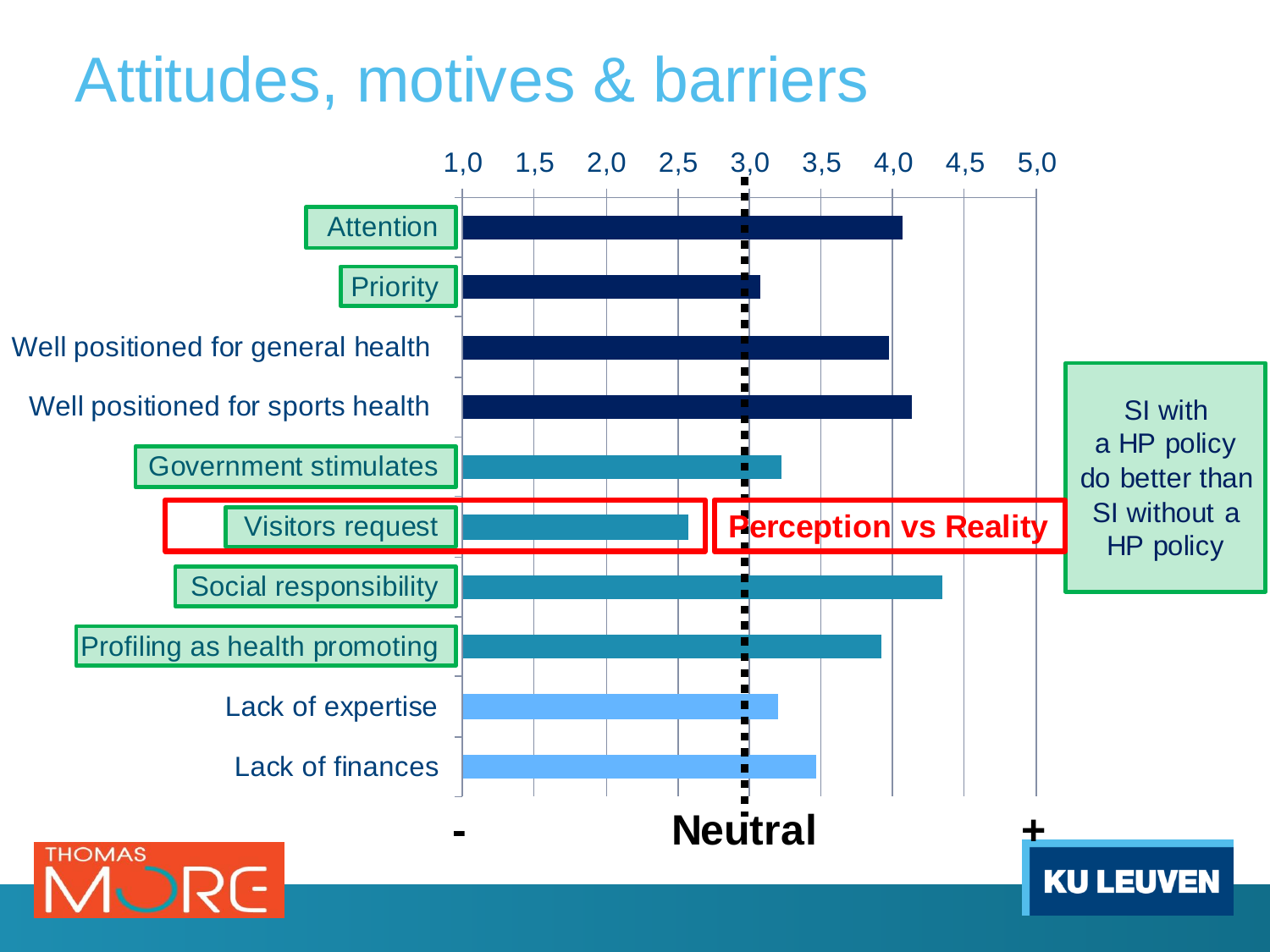# Attitudes, motives & barriers

Attention

Priority

Well positioned for general health

Well positioned for sports health

Government stimulates

Visitors request

Social responsibility

Profiling as health promoting

Lack of expertise

Lack of finances

1,0 1,5 2,0 2,5 3,0 3,5 4,0 4,5 5,0

- Neutral +

**Perception vs Reality**

SI with a HP policy do better than SI without a HP policy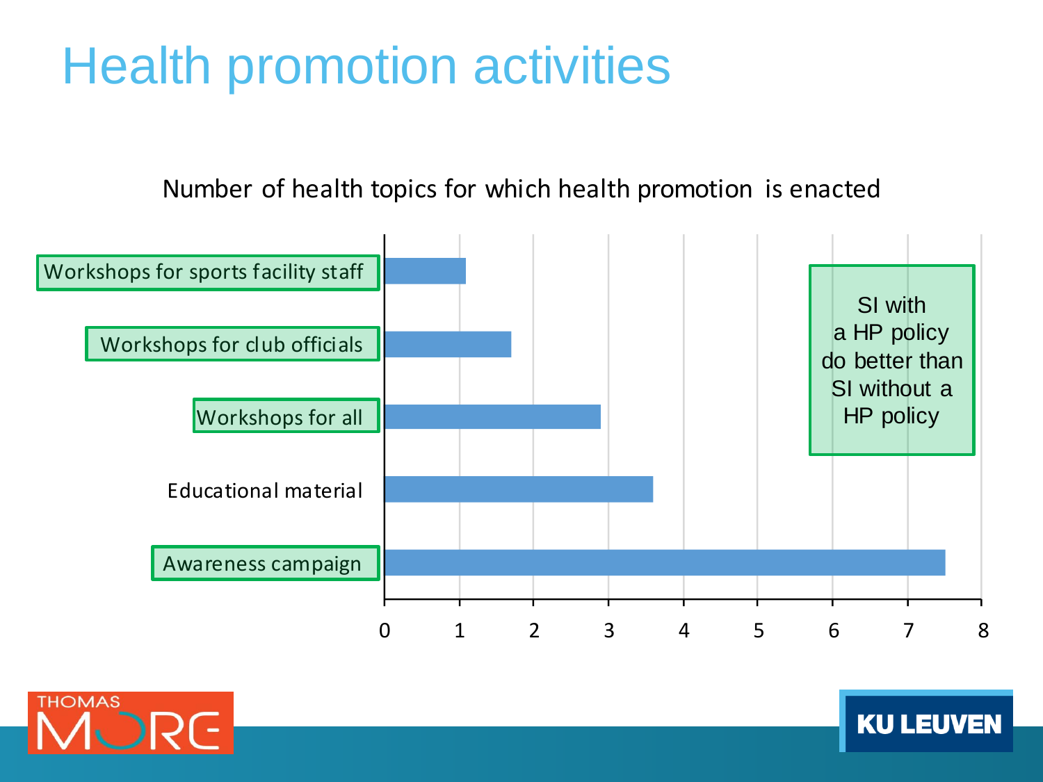# Health promotion activities

Number of health topics for which health promotion is enacted

| Activity | Number of health topics |
|---|---|
| Workshops for sports facility staff | 1.1 |
| Workshops for club officials | 1.7 |
| Workshops for all | 2.9 |
| Educational material | 3.6 |
| Awareness campaign | 7.5 |

SI with a HP policy do better than SI without a HP policy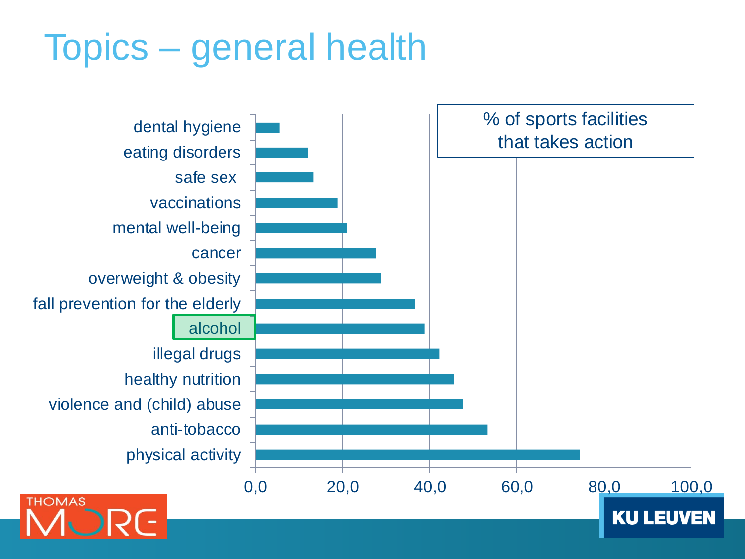# Topics – general health

% of sports facilities that takes action

| Topic | % |
|---|---|
| dental hygiene | ~5 |
| eating disorders | ~12 |
| safe sex | ~13 |
| vaccinations | ~19 |
| mental well-being | ~21 |
| cancer | ~28 |
| overweight & obesity | ~29 |
| fall prevention for the elderly | ~37 |
| **alcohol** | ~39 |
| illegal drugs | ~42 |
| healthy nutrition | ~46 |
| violence and (child) abuse | ~48 |
| anti-tobacco | ~53 |
| physical activity | ~74 |

Axis: 0,0 – 20,0 – 40,0 – 60,0 – 80,0 – 100,0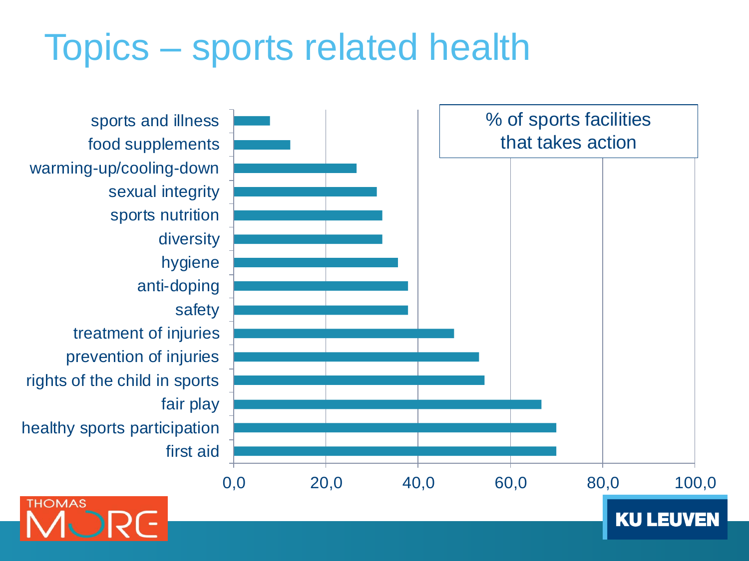# Topics – sports related health

% of sports facilities that takes action

| Topic | % |
|---|---|
| sports and illness | |
| food supplements | |
| warming-up/cooling-down | |
| sexual integrity | |
| sports nutrition | |
| diversity | |
| hygiene | |
| anti-doping | |
| safety | |
| treatment of injuries | |
| prevention of injuries | |
| rights of the child in sports | |
| fair play | |
| healthy sports participation | |
| first aid | |

0,0 20,0 40,0 60,0 80,0 100,0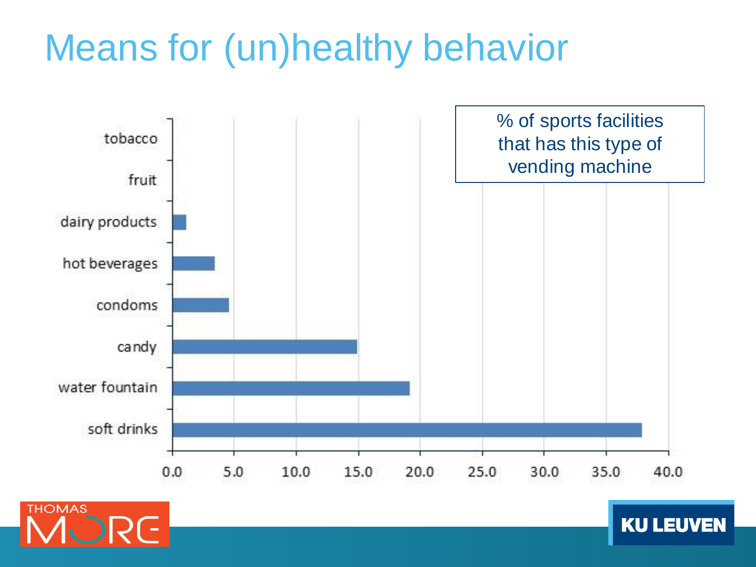# Means for (un)healthy behavior

% of sports facilities that has this type of vending machine

| Type | % |
|---|---|
| tobacco | 0.0 |
| fruit | 0.0 |
| dairy products | 1.1 |
| hot beverages | 3.4 |
| condoms | 4.5 |
| candy | 14.8 |
| water fountain | 19.1 |
| soft drinks | 37.8 |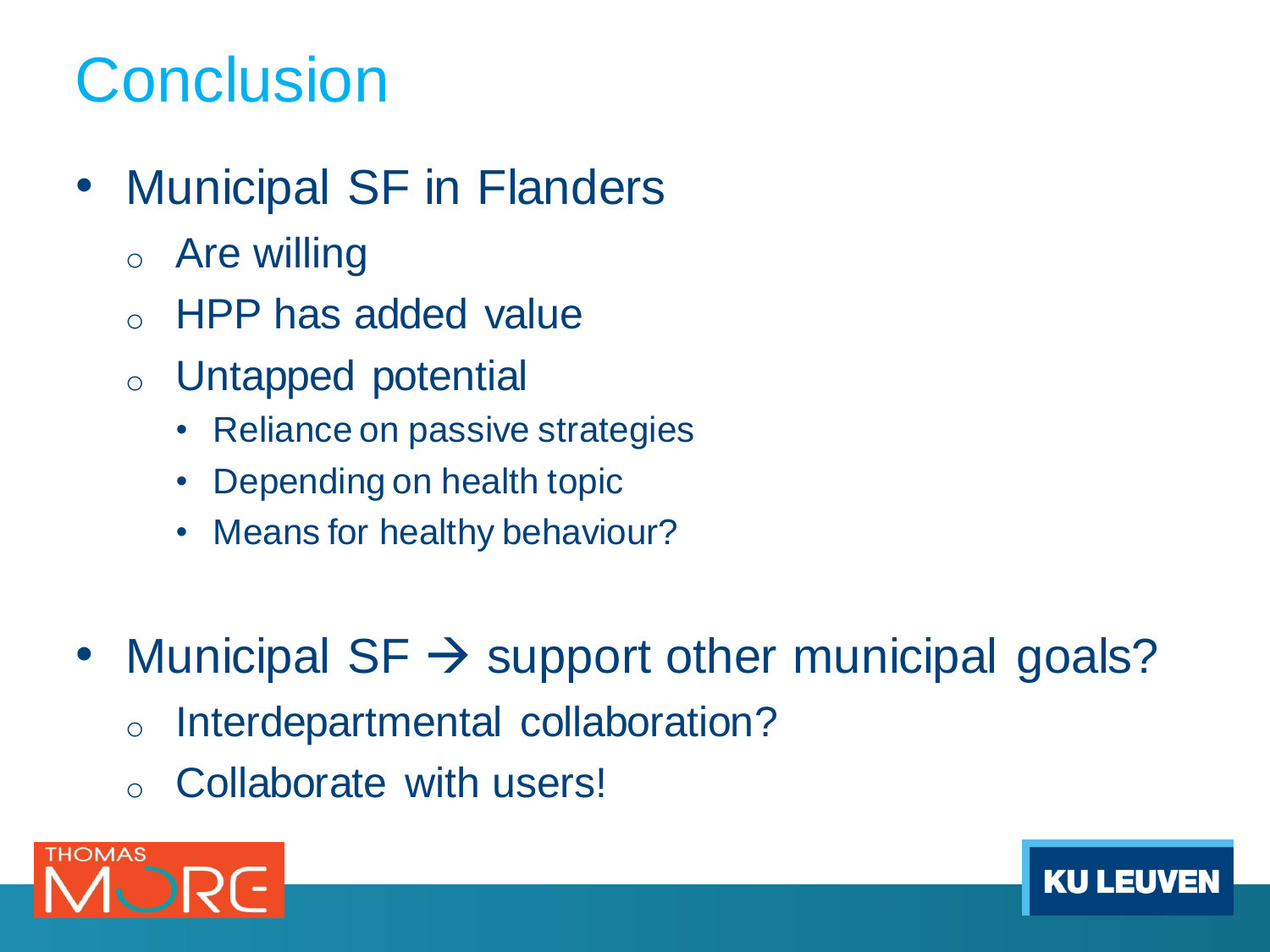# Conclusion

- Municipal SF in Flanders
  - Are willing
  - HPP has added value
  - Untapped potential
    - Reliance on passive strategies
    - Depending on health topic
    - Means for healthy behaviour?

- Municipal SF → support other municipal goals?
  - Interdepartmental collaboration?
  - Collaborate with users!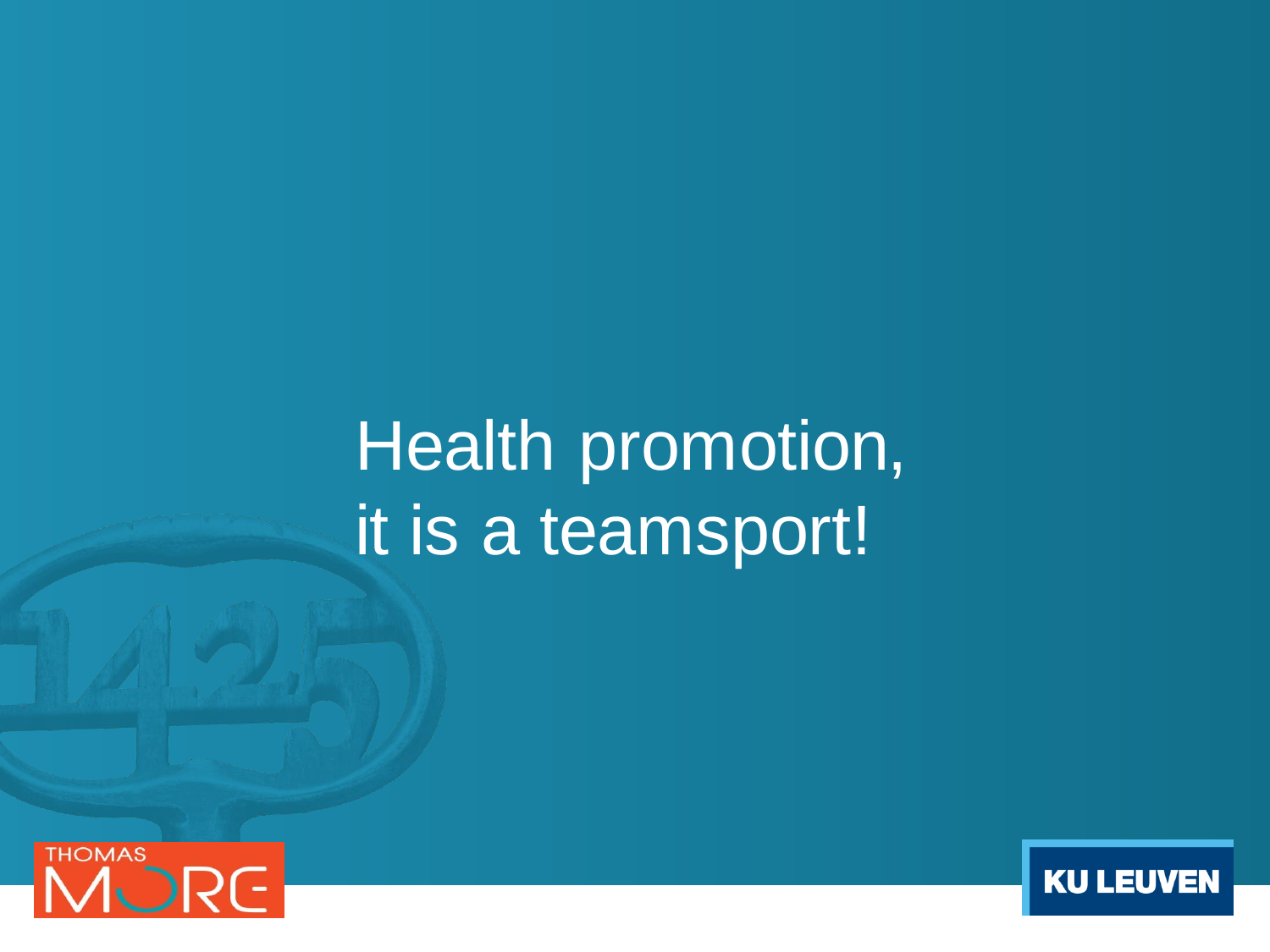# Health promotion, it is a teamsport!